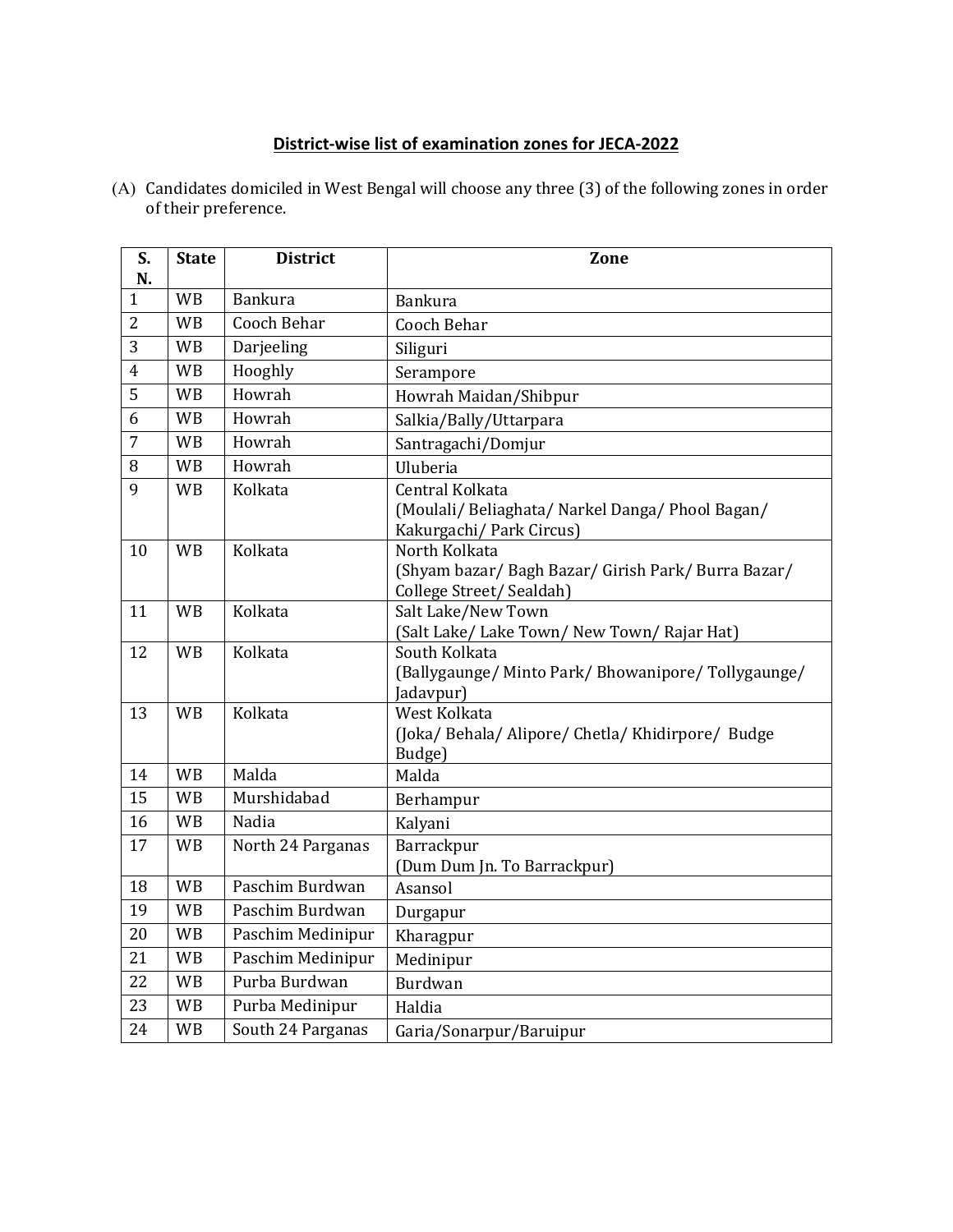**District-wise list of examination zones for JECA-2022**

(A) Candidates domiciled in West Bengal will choose any three (3) of the following zones in order of their preference.

| S. N. | State | District | Zone |
|---|---|---|---|
| 1 | WB | Bankura | Bankura |
| 2 | WB | Cooch Behar | Cooch Behar |
| 3 | WB | Darjeeling | Siliguri |
| 4 | WB | Hooghly | Serampore |
| 5 | WB | Howrah | Howrah Maidan/Shibpur |
| 6 | WB | Howrah | Salkia/Bally/Uttarpara |
| 7 | WB | Howrah | Santragachi/Domjur |
| 8 | WB | Howrah | Uluberia |
| 9 | WB | Kolkata | Central Kolkata (Moulali/ Beliaghata/ Narkel Danga/ Phool Bagan/ Kakurgachi/ Park Circus) |
| 10 | WB | Kolkata | North Kolkata (Shyam bazar/ Bagh Bazar/ Girish Park/ Burra Bazar/ College Street/ Sealdah) |
| 11 | WB | Kolkata | Salt Lake/New Town (Salt Lake/ Lake Town/ New Town/ Rajar Hat) |
| 12 | WB | Kolkata | South Kolkata (Ballygaunge/ Minto Park/ Bhowanipore/ Tollygaunge/ Jadavpur) |
| 13 | WB | Kolkata | West Kolkata (Joka/ Behala/ Alipore/ Chetla/ Khidirpore/ Budge Budge) |
| 14 | WB | Malda | Malda |
| 15 | WB | Murshidabad | Berhampur |
| 16 | WB | Nadia | Kalyani |
| 17 | WB | North 24 Parganas | Barrackpur (Dum Dum Jn. To Barrackpur) |
| 18 | WB | Paschim Burdwan | Asansol |
| 19 | WB | Paschim Burdwan | Durgapur |
| 20 | WB | Paschim Medinipur | Kharagpur |
| 21 | WB | Paschim Medinipur | Medinipur |
| 22 | WB | Purba Burdwan | Burdwan |
| 23 | WB | Purba Medinipur | Haldia |
| 24 | WB | South 24 Parganas | Garia/Sonarpur/Baruipur |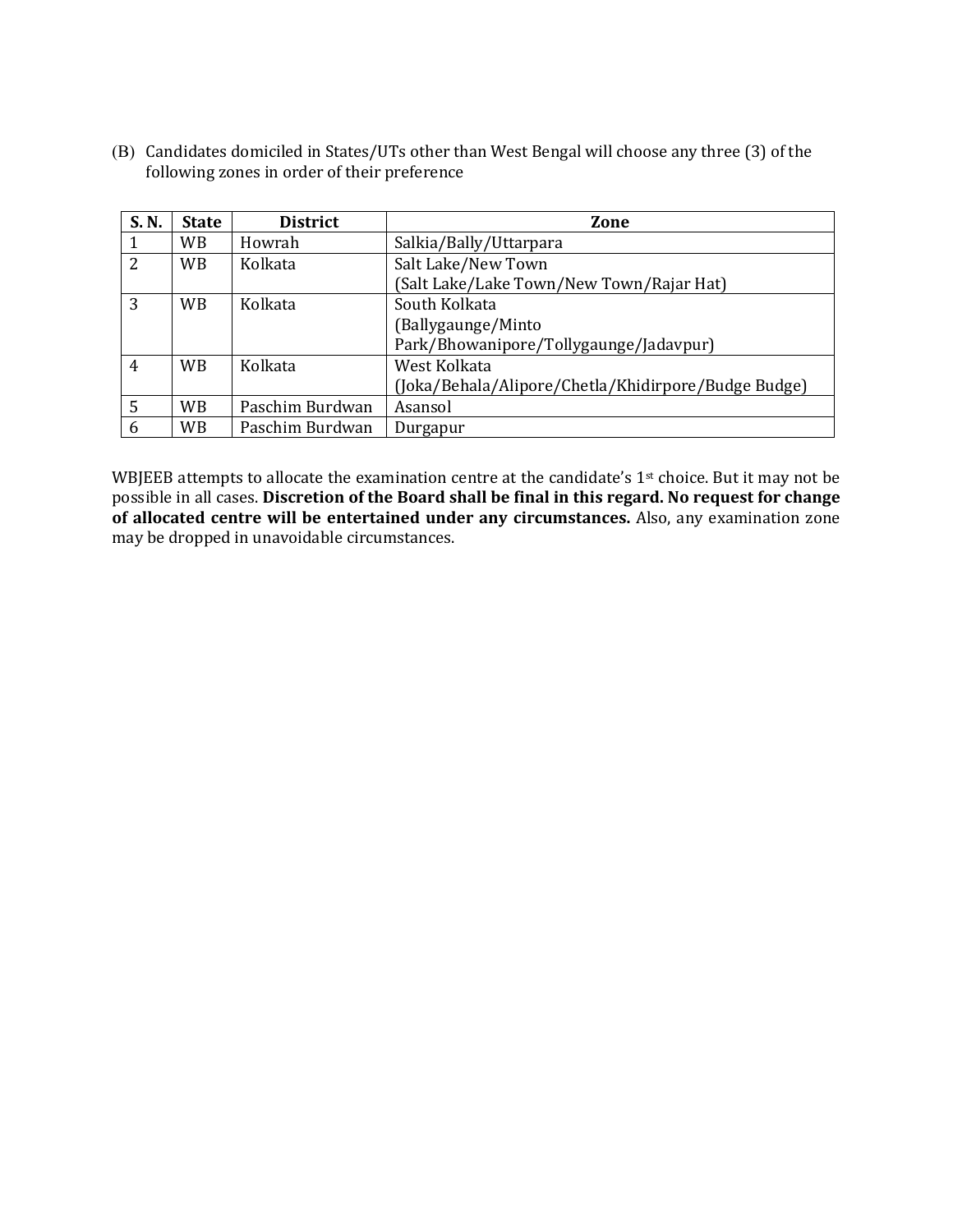(B) Candidates domiciled in States/UTs other than West Bengal will choose any three (3) of the following zones in order of their preference

| S. N. | State | District | Zone |
|---|---|---|---|
| 1 | WB | Howrah | Salkia/Bally/Uttarpara |
| 2 | WB | Kolkata | Salt Lake/New Town (Salt Lake/Lake Town/New Town/Rajar Hat) |
| 3 | WB | Kolkata | South Kolkata (Ballygaunge/Minto Park/Bhowanipore/Tollygaunge/Jadavpur) |
| 4 | WB | Kolkata | West Kolkata (Joka/Behala/Alipore/Chetla/Khidirpore/Budge Budge) |
| 5 | WB | Paschim Burdwan | Asansol |
| 6 | WB | Paschim Burdwan | Durgapur |

WBJEEB attempts to allocate the examination centre at the candidate's 1st choice. But it may not be possible in all cases. **Discretion of the Board shall be final in this regard. No request for change of allocated centre will be entertained under any circumstances.** Also, any examination zone may be dropped in unavoidable circumstances.